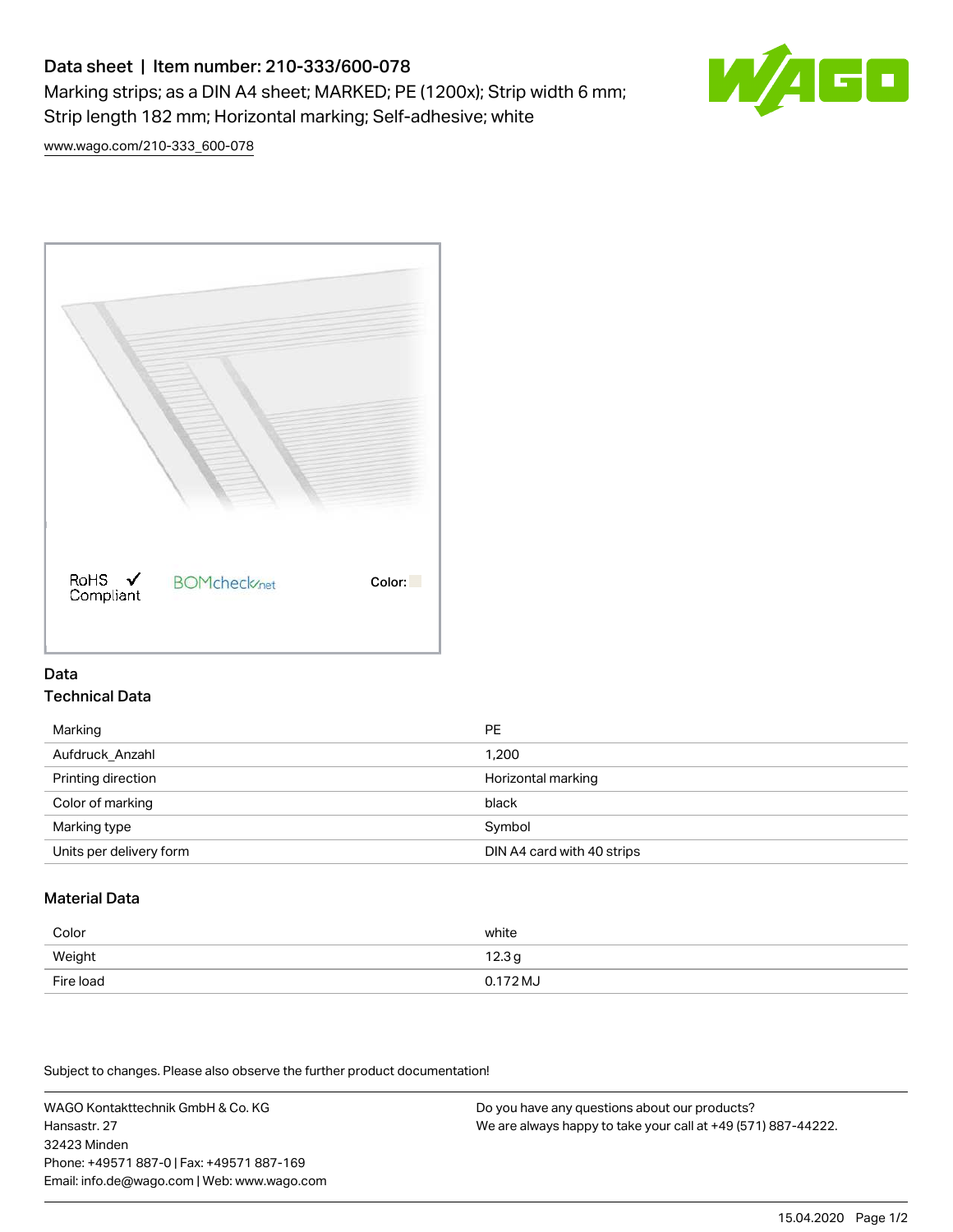# Data sheet | Item number: 210-333/600-078

Marking strips; as a DIN A4 sheet; MARKED; PE (1200x); Strip width 6 mm; Strip length 182 mm; Horizontal marking; Self-adhesive; white

www.wago.com/210-333_600-078

RoHS Compliant   BOMcheck.net   Color:

## Data

### Technical Data

| Marking | PE |
|---|---|
| Aufdruck_Anzahl | 1,200 |
| Printing direction | Horizontal marking |
| Color of marking | black |
| Marking type | Symbol |
| Units per delivery form | DIN A4 card with 40 strips |

### Material Data

| Color | white |
|---|---|
| Weight | 12.3 g |
| Fire load | 0.172 MJ |

Subject to changes. Please also observe the further product documentation!

WAGO Kontakttechnik GmbH & Co. KG
Hansastr. 27
32423 Minden
Phone: +49571 887-0 | Fax: +49571 887-169
Email: info.de@wago.com | Web: www.wago.com

Do you have any questions about our products?
We are always happy to take your call at +49 (571) 887-44222.

15.04.2020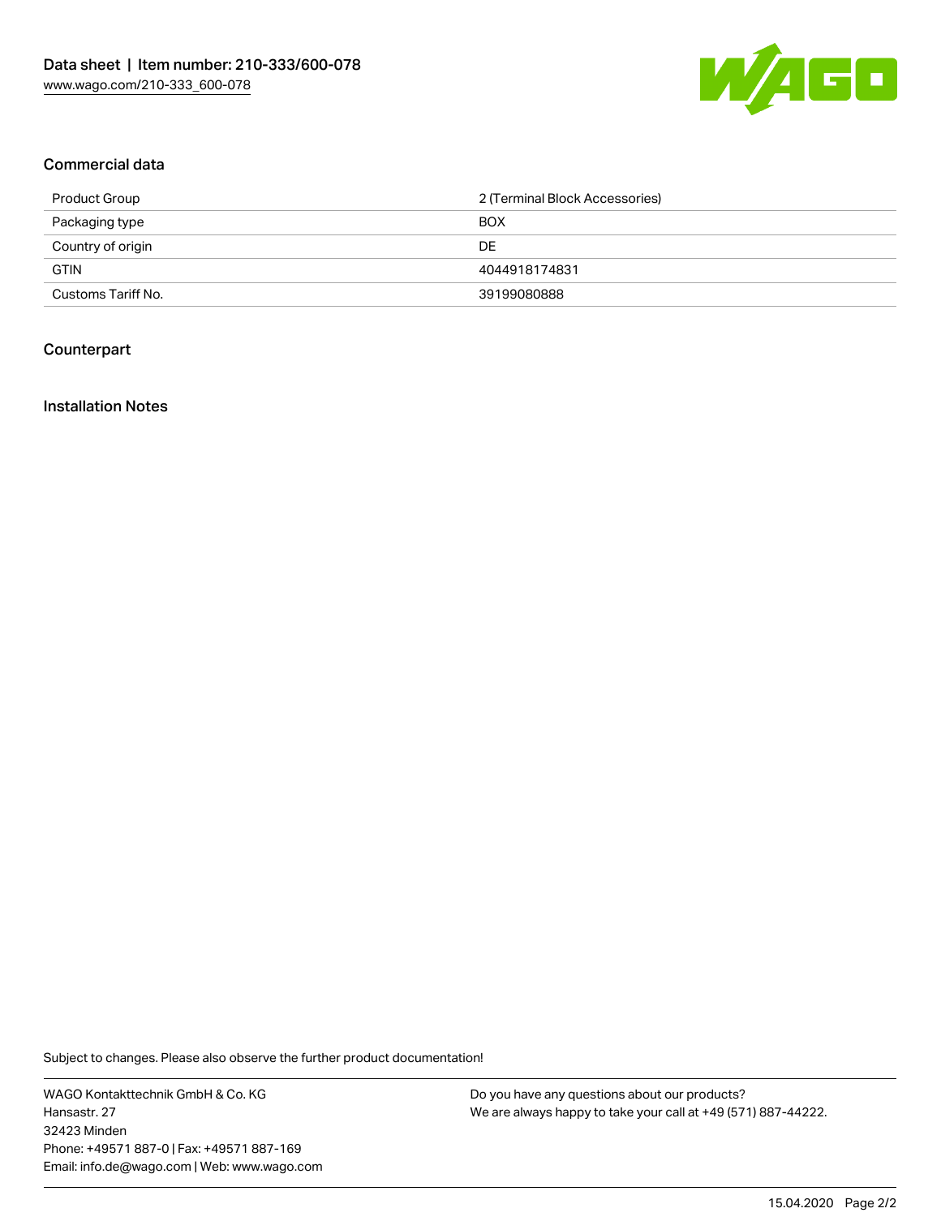## Commercial data

| | |
|---|---|
| Product Group | 2 (Terminal Block Accessories) |
| Packaging type | BOX |
| Country of origin | DE |
| GTIN | 4044918174831 |
| Customs Tariff No. | 39199080888 |

## Counterpart

## Installation Notes

Subject to changes. Please also observe the further product documentation!

WAGO Kontakttechnik GmbH & Co. KG
Hansastr. 27
32423 Minden
Phone: +49571 887-0 | Fax: +49571 887-169
Email: info.de@wago.com | Web: www.wago.com

Do you have any questions about our products?
We are always happy to take your call at +49 (571) 887-44222.